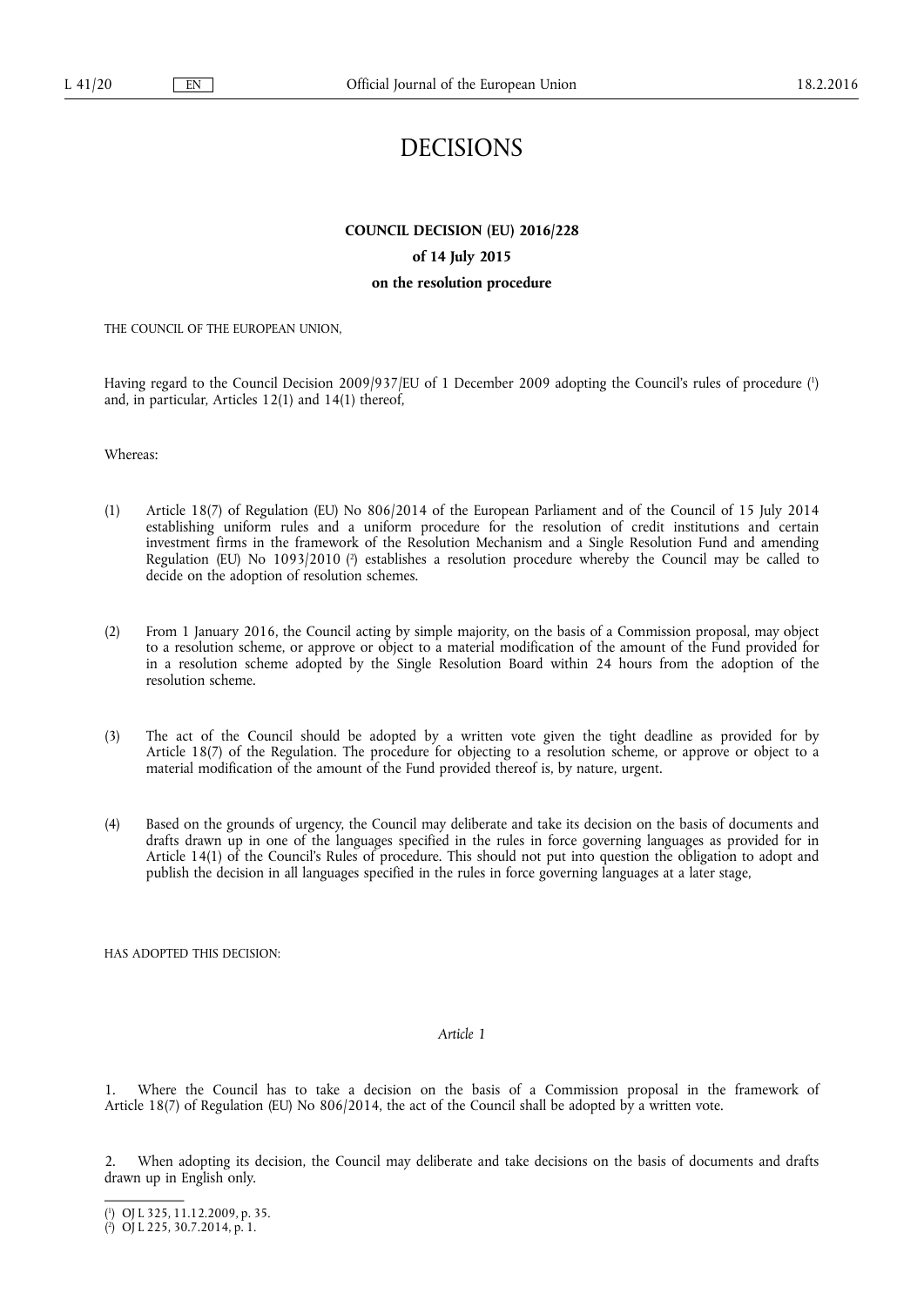# DECISIONS

## COUNCIL DECISION (EU) 2016/228

**of 14 July 2015**

**on the resolution procedure**

THE COUNCIL OF THE EUROPEAN UNION,

Having regard to the Council Decision 2009/937/EU of 1 December 2009 adopting the Council's rules of procedure [1] and, in particular, Articles 12(1) and 14(1) thereof,

Whereas:

(1) Article 18(7) of Regulation (EU) No 806/2014 of the European Parliament and of the Council of 15 July 2014 establishing uniform rules and a uniform procedure for the resolution of credit institutions and certain investment firms in the framework of the Resolution Mechanism and a Single Resolution Fund and amending Regulation (EU) No 1093/2010 [2] establishes a resolution procedure whereby the Council may be called to decide on the adoption of resolution schemes.

(2) From 1 January 2016, the Council acting by simple majority, on the basis of a Commission proposal, may object to a resolution scheme, or approve or object to a material modification of the amount of the Fund provided for in a resolution scheme adopted by the Single Resolution Board within 24 hours from the adoption of the resolution scheme.

(3) The act of the Council should be adopted by a written vote given the tight deadline as provided for by Article 18(7) of the Regulation. The procedure for objecting to a resolution scheme, or approve or object to a material modification of the amount of the Fund provided thereof is, by nature, urgent.

(4) Based on the grounds of urgency, the Council may deliberate and take its decision on the basis of documents and drafts drawn up in one of the languages specified in the rules in force governing languages as provided for in Article 14(1) of the Council's Rules of procedure. This should not put into question the obligation to adopt and publish the decision in all languages specified in the rules in force governing languages at a later stage,

HAS ADOPTED THIS DECISION:

*Article 1*

1. Where the Council has to take a decision on the basis of a Commission proposal in the framework of Article 18(7) of Regulation (EU) No 806/2014, the act of the Council shall be adopted by a written vote.

2. When adopting its decision, the Council may deliberate and take decisions on the basis of documents and drafts drawn up in English only.

---

[1] OJ L 325, 11.12.2009, p. 35.

[2] OJ L 225, 30.7.2014, p. 1.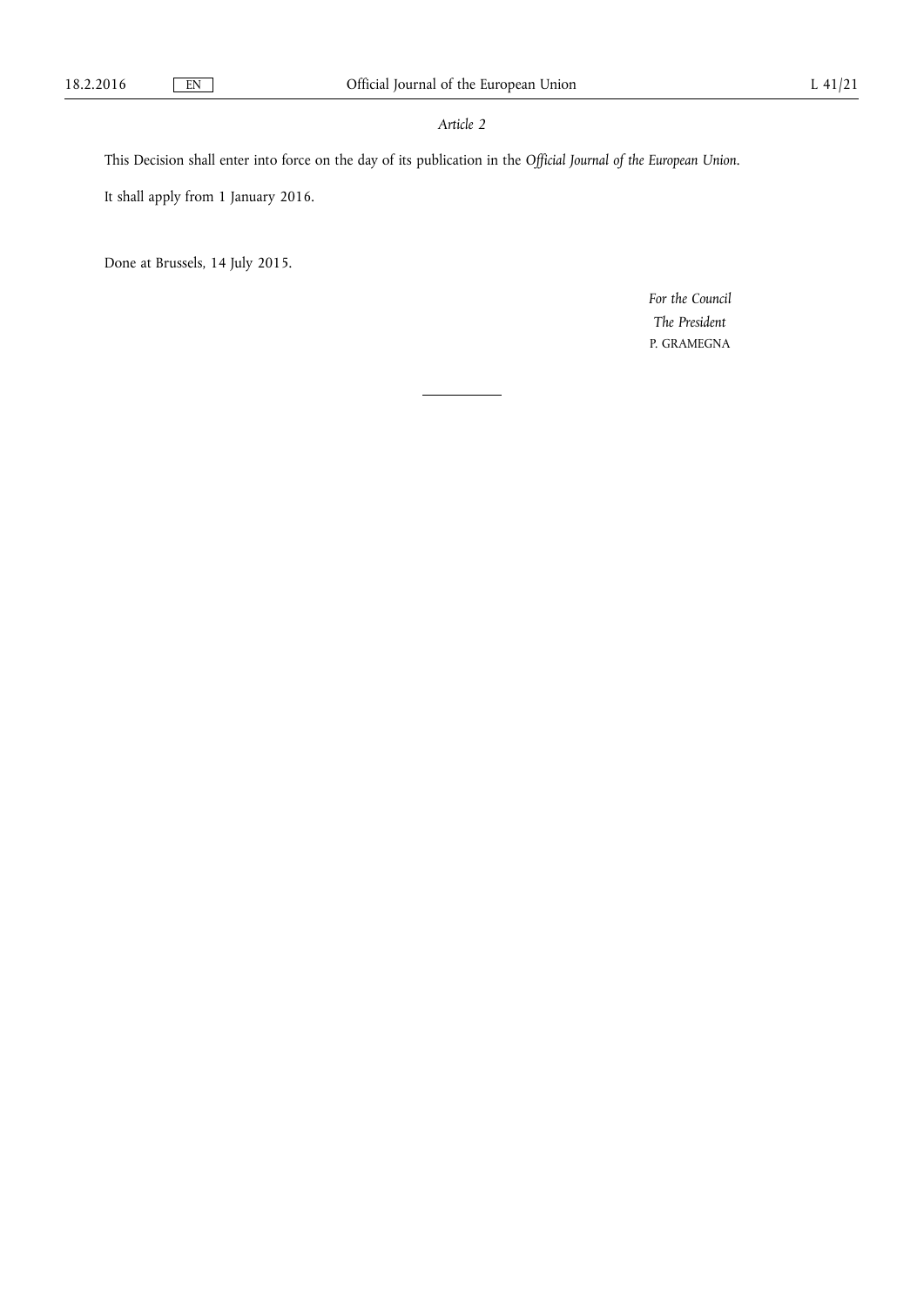*Article 2*

This Decision shall enter into force on the day of its publication in the *Official Journal of the European Union*.

It shall apply from 1 January 2016.

Done at Brussels, 14 July 2015.

*For the Council*

*The President*

P. GRAMEGNA